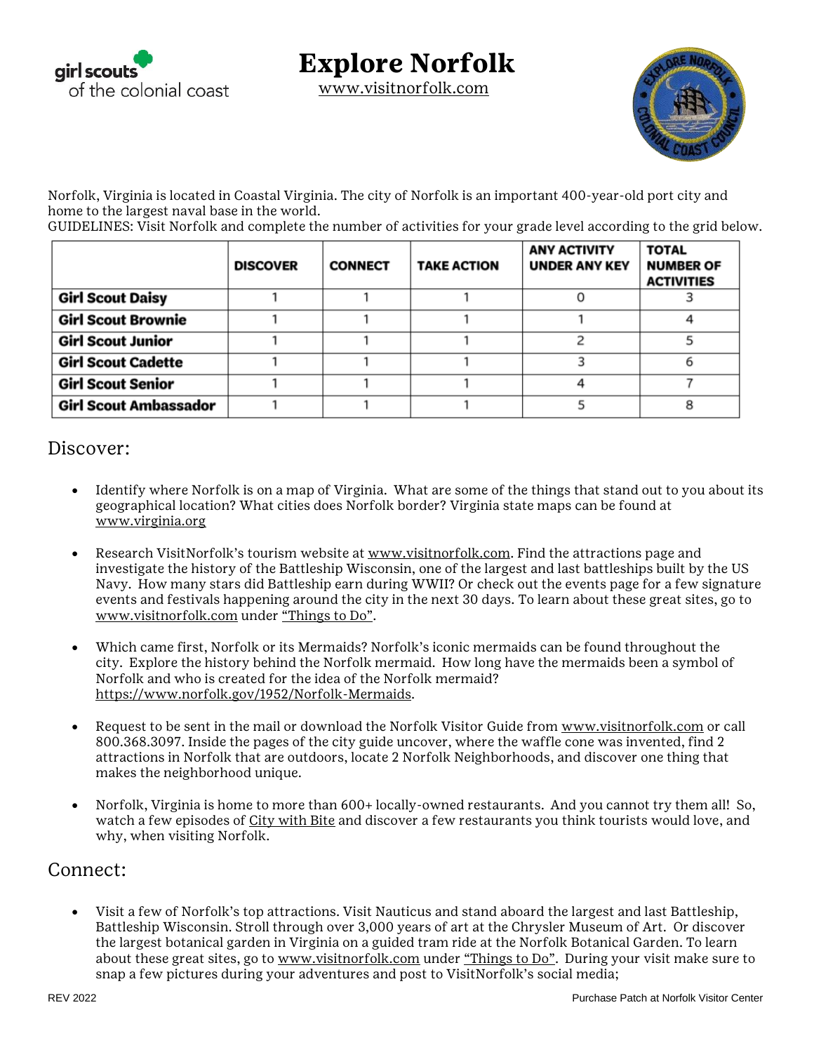# Explore Norfolk

www.visitnorfolk.com

Norfolk, Virginia is located in Coastal Virginia. The city of Norfolk is an important 400-year-old port city and home to the largest naval base in the world.

GUIDELINES: Visit Norfolk and complete the number of activities for your grade level according to the grid below.

| | DISCOVER | CONNECT | TAKE ACTION | ANY ACTIVITY UNDER ANY KEY | TOTAL NUMBER OF ACTIVITIES |
|---|---|---|---|---|---|
| **Girl Scout Daisy** | 1 | 1 | 1 | 0 | 3 |
| **Girl Scout Brownie** | 1 | 1 | 1 | 1 | 4 |
| **Girl Scout Junior** | 1 | 1 | 1 | 2 | 5 |
| **Girl Scout Cadette** | 1 | 1 | 1 | 3 | 6 |
| **Girl Scout Senior** | 1 | 1 | 1 | 4 | 7 |
| **Girl Scout Ambassador** | 1 | 1 | 1 | 5 | 8 |

## Discover:

- Identify where Norfolk is on a map of Virginia. What are some of the things that stand out to you about its geographical location? What cities does Norfolk border? Virginia state maps can be found at www.virginia.org

- Research VisitNorfolk's tourism website at www.visitnorfolk.com. Find the attractions page and investigate the history of the Battleship Wisconsin, one of the largest and last battleships built by the US Navy. How many stars did Battleship earn during WWII? Or check out the events page for a few signature events and festivals happening around the city in the next 30 days. To learn about these great sites, go to www.visitnorfolk.com under "Things to Do".

- Which came first, Norfolk or its Mermaids? Norfolk's iconic mermaids can be found throughout the city. Explore the history behind the Norfolk mermaid. How long have the mermaids been a symbol of Norfolk and who is created for the idea of the Norfolk mermaid? https://www.norfolk.gov/1952/Norfolk-Mermaids.

- Request to be sent in the mail or download the Norfolk Visitor Guide from www.visitnorfolk.com or call 800.368.3097. Inside the pages of the city guide uncover, where the waffle cone was invented, find 2 attractions in Norfolk that are outdoors, locate 2 Norfolk Neighborhoods, and discover one thing that makes the neighborhood unique.

- Norfolk, Virginia is home to more than 600+ locally-owned restaurants. And you cannot try them all! So, watch a few episodes of City with Bite and discover a few restaurants you think tourists would love, and why, when visiting Norfolk.

## Connect:

- Visit a few of Norfolk's top attractions. Visit Nauticus and stand aboard the largest and last Battleship, Battleship Wisconsin. Stroll through over 3,000 years of art at the Chrysler Museum of Art. Or discover the largest botanical garden in Virginia on a guided tram ride at the Norfolk Botanical Garden. To learn about these great sites, go to www.visitnorfolk.com under "Things to Do". During your visit make sure to snap a few pictures during your adventures and post to VisitNorfolk's social media;

REV 2022 Purchase Patch at Norfolk Visitor Center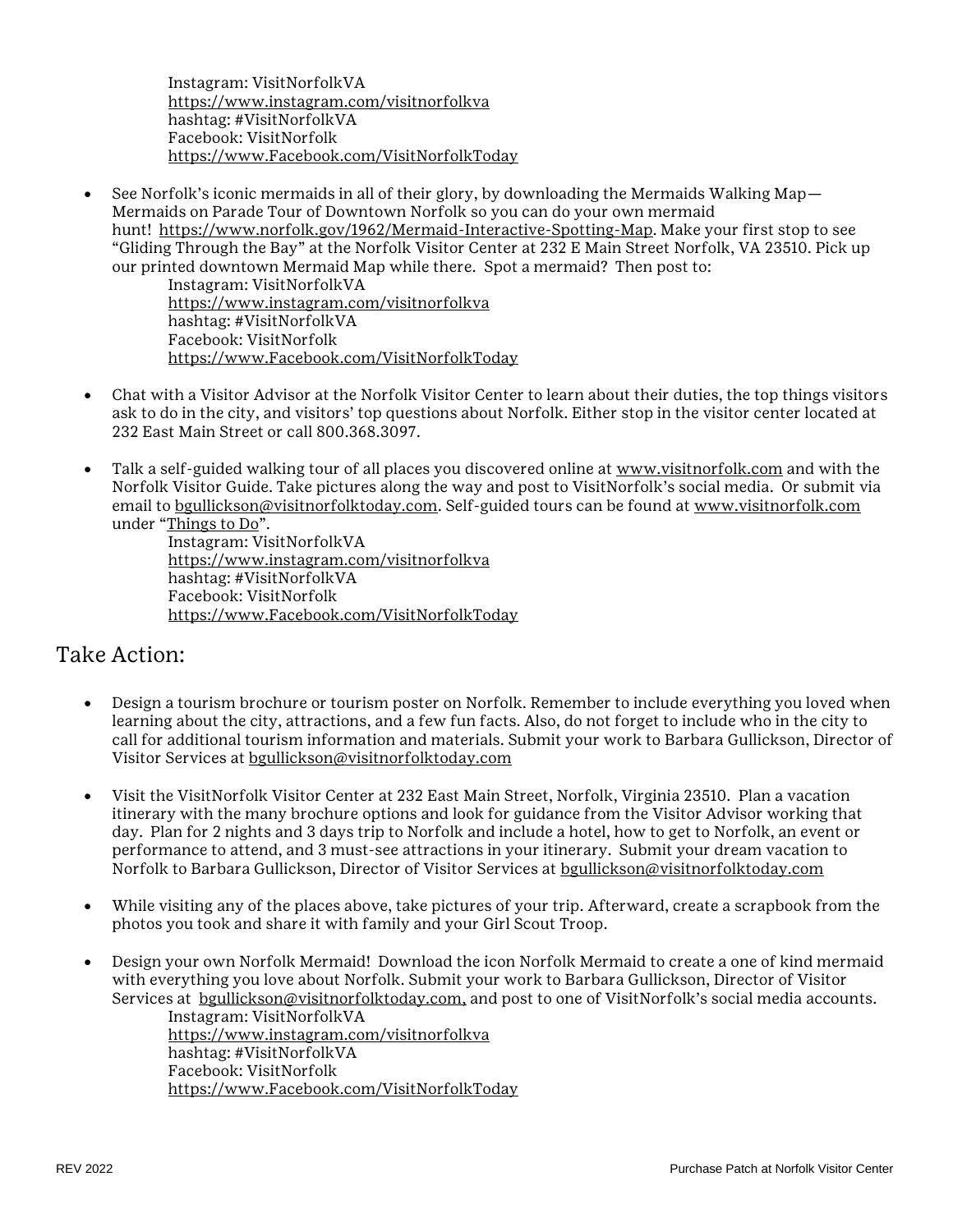Instagram: VisitNorfolkVA
https://www.instagram.com/visitnorfolkva
hashtag: #VisitNorfolkVA
Facebook: VisitNorfolk
https://www.Facebook.com/VisitNorfolkToday

- See Norfolk's iconic mermaids in all of their glory, by downloading the Mermaids Walking Map—Mermaids on Parade Tour of Downtown Norfolk so you can do your own mermaid hunt! https://www.norfolk.gov/1962/Mermaid-Interactive-Spotting-Map. Make your first stop to see "Gliding Through the Bay" at the Norfolk Visitor Center at 232 E Main Street Norfolk, VA 23510. Pick up our printed downtown Mermaid Map while there. Spot a mermaid? Then post to:

  Instagram: VisitNorfolkVA
  https://www.instagram.com/visitnorfolkva
  hashtag: #VisitNorfolkVA
  Facebook: VisitNorfolk
  https://www.Facebook.com/VisitNorfolkToday

- Chat with a Visitor Advisor at the Norfolk Visitor Center to learn about their duties, the top things visitors ask to do in the city, and visitors' top questions about Norfolk. Either stop in the visitor center located at 232 East Main Street or call 800.368.3097.

- Talk a self-guided walking tour of all places you discovered online at www.visitnorfolk.com and with the Norfolk Visitor Guide. Take pictures along the way and post to VisitNorfolk's social media. Or submit via email to bgullickson@visitnorfolktoday.com. Self-guided tours can be found at www.visitnorfolk.com under "Things to Do".

  Instagram: VisitNorfolkVA
  https://www.instagram.com/visitnorfolkva
  hashtag: #VisitNorfolkVA
  Facebook: VisitNorfolk
  https://www.Facebook.com/VisitNorfolkToday

## Take Action:

- Design a tourism brochure or tourism poster on Norfolk. Remember to include everything you loved when learning about the city, attractions, and a few fun facts. Also, do not forget to include who in the city to call for additional tourism information and materials. Submit your work to Barbara Gullickson, Director of Visitor Services at bgullickson@visitnorfolktoday.com

- Visit the VisitNorfolk Visitor Center at 232 East Main Street, Norfolk, Virginia 23510. Plan a vacation itinerary with the many brochure options and look for guidance from the Visitor Advisor working that day. Plan for 2 nights and 3 days trip to Norfolk and include a hotel, how to get to Norfolk, an event or performance to attend, and 3 must-see attractions in your itinerary. Submit your dream vacation to Norfolk to Barbara Gullickson, Director of Visitor Services at bgullickson@visitnorfolktoday.com

- While visiting any of the places above, take pictures of your trip. Afterward, create a scrapbook from the photos you took and share it with family and your Girl Scout Troop.

- Design your own Norfolk Mermaid! Download the icon Norfolk Mermaid to create a one of kind mermaid with everything you love about Norfolk. Submit your work to Barbara Gullickson, Director of Visitor Services at bgullickson@visitnorfolktoday.com, and post to one of VisitNorfolk's social media accounts.

  Instagram: VisitNorfolkVA
  https://www.instagram.com/visitnorfolkva
  hashtag: #VisitNorfolkVA
  Facebook: VisitNorfolk
  https://www.Facebook.com/VisitNorfolkToday

REV 2022 Purchase Patch at Norfolk Visitor Center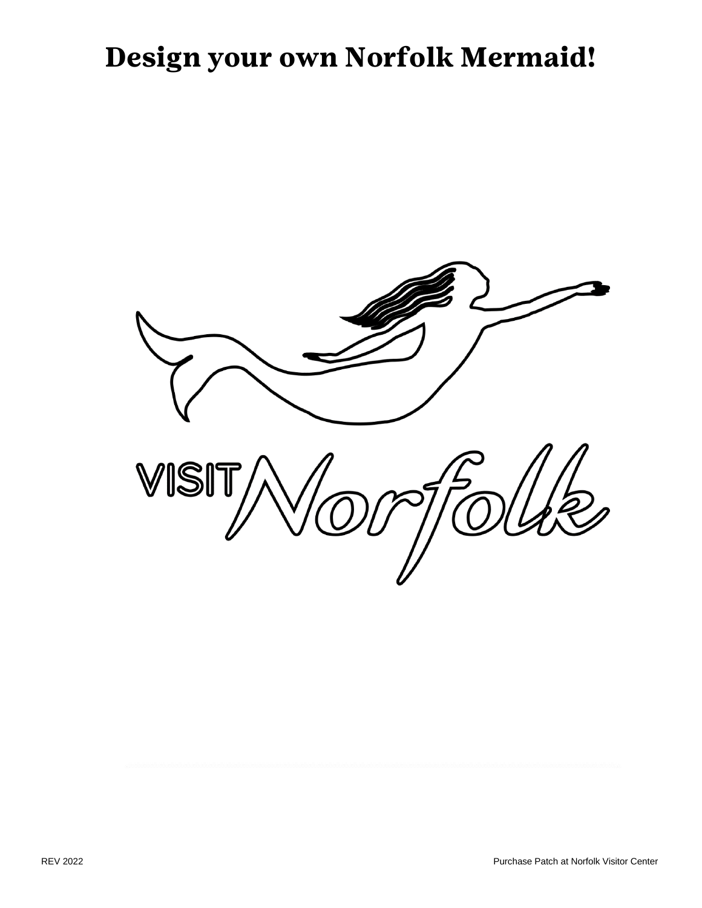# Design your own Norfolk Mermaid!

VISIT Norfolk

REV 2022

Purchase Patch at Norfolk Visitor Center